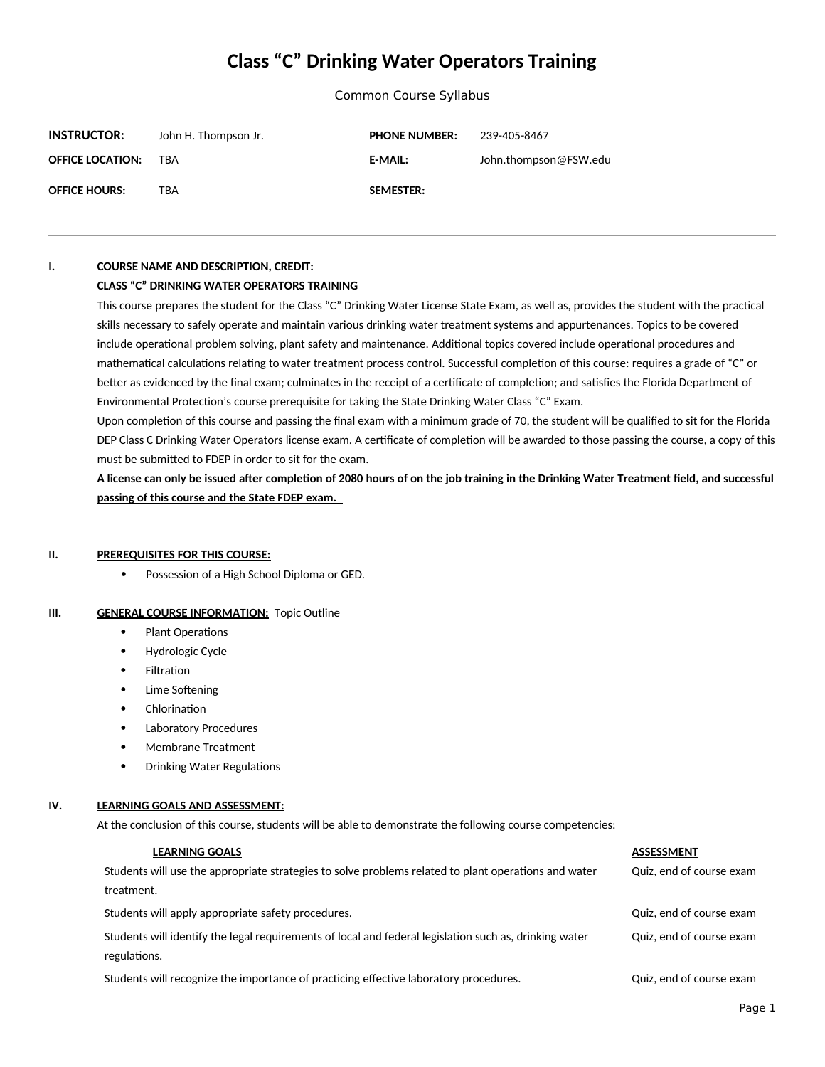# Class "C" Drinking Water Operators Training

Common Course Syllabus

| | | | |
|---|---|---|---|
| **INSTRUCTOR:** | John H. Thompson Jr. | **PHONE NUMBER:** | 239-405-8467 |
| **OFFICE LOCATION:** | TBA | **E-MAIL:** | John.thompson@FSW.edu |
| **OFFICE HOURS:** | TBA | **SEMESTER:** | |

---

## I. COURSE NAME AND DESCRIPTION, CREDIT:

**CLASS "C" DRINKING WATER OPERATORS TRAINING**

This course prepares the student for the Class "C" Drinking Water License State Exam, as well as, provides the student with the practical skills necessary to safely operate and maintain various drinking water treatment systems and appurtenances. Topics to be covered include operational problem solving, plant safety and maintenance. Additional topics covered include operational procedures and mathematical calculations relating to water treatment process control. Successful completion of this course: requires a grade of "C" or better as evidenced by the final exam; culminates in the receipt of a certificate of completion; and satisfies the Florida Department of Environmental Protection's course prerequisite for taking the State Drinking Water Class "C" Exam.

Upon completion of this course and passing the final exam with a minimum grade of 70, the student will be qualified to sit for the Florida DEP Class C Drinking Water Operators license exam. A certificate of completion will be awarded to those passing the course, a copy of this must be submitted to FDEP in order to sit for the exam.

**A license can only be issued after completion of 2080 hours of on the job training in the Drinking Water Treatment field, and successful passing of this course and the State FDEP exam.**

## II. PREREQUISITES FOR THIS COURSE:

- Possession of a High School Diploma or GED.

## III. GENERAL COURSE INFORMATION: Topic Outline

- Plant Operations
- Hydrologic Cycle
- Filtration
- Lime Softening
- Chlorination
- Laboratory Procedures
- Membrane Treatment
- Drinking Water Regulations

## IV. LEARNING GOALS AND ASSESSMENT:

At the conclusion of this course, students will be able to demonstrate the following course competencies:

| LEARNING GOALS | ASSESSMENT |
|---|---|
| Students will use the appropriate strategies to solve problems related to plant operations and water treatment. | Quiz, end of course exam |
| Students will apply appropriate safety procedures. | Quiz, end of course exam |
| Students will identify the legal requirements of local and federal legislation such as, drinking water regulations. | Quiz, end of course exam |
| Students will recognize the importance of practicing effective laboratory procedures. | Quiz, end of course exam |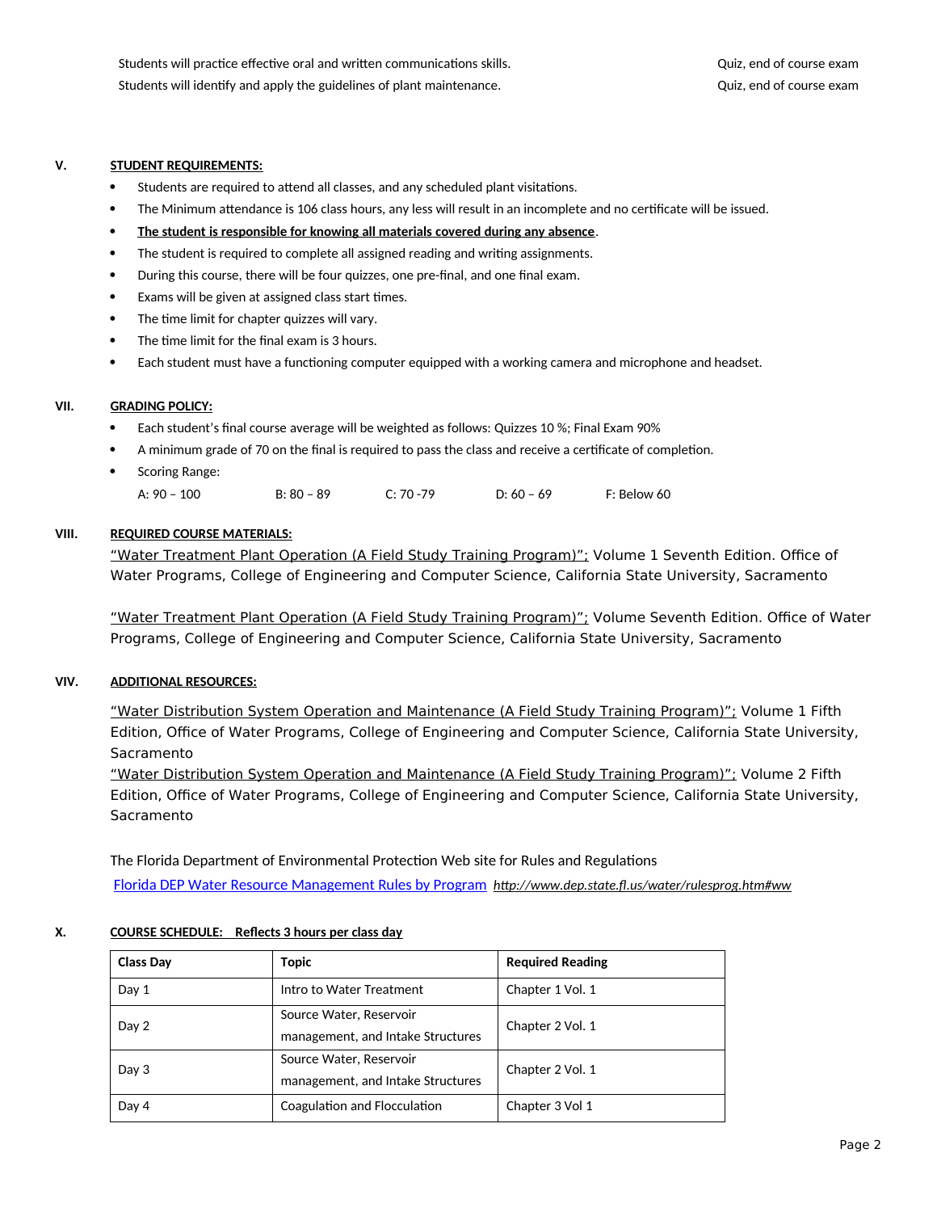| | |
|---|---|
| Students will practice effective oral and written communications skills. | Quiz, end of course exam |
| Students will identify and apply the guidelines of plant maintenance. | Quiz, end of course exam |

## V. STUDENT REQUIREMENTS:

- Students are required to attend all classes, and any scheduled plant visitations.
- The Minimum attendance is 106 class hours, any less will result in an incomplete and no certificate will be issued.
- **The student is responsible for knowing all materials covered during any absence**.
- The student is required to complete all assigned reading and writing assignments.
- During this course, there will be four quizzes, one pre-final, and one final exam.
- Exams will be given at assigned class start times.
- The time limit for chapter quizzes will vary.
- The time limit for the final exam is 3 hours.
- Each student must have a functioning computer equipped with a working camera and microphone and headset.

## VII. GRADING POLICY:

- Each student's final course average will be weighted as follows: Quizzes 10 %; Final Exam 90%
- A minimum grade of 70 on the final is required to pass the class and receive a certificate of completion.
- Scoring Range:

  A: 90 – 100    B: 80 – 89    C: 70 -79    D: 60 – 69    F: Below 60

## VIII. REQUIRED COURSE MATERIALS:

"Water Treatment Plant Operation (A Field Study Training Program)"; Volume 1 Seventh Edition. Office of Water Programs, College of Engineering and Computer Science, California State University, Sacramento

"Water Treatment Plant Operation (A Field Study Training Program)"; Volume Seventh Edition. Office of Water Programs, College of Engineering and Computer Science, California State University, Sacramento

## VIV. ADDITIONAL RESOURCES:

"Water Distribution System Operation and Maintenance (A Field Study Training Program)"; Volume 1 Fifth Edition, Office of Water Programs, College of Engineering and Computer Science, California State University, Sacramento

"Water Distribution System Operation and Maintenance (A Field Study Training Program)"; Volume 2 Fifth Edition, Office of Water Programs, College of Engineering and Computer Science, California State University, Sacramento

The Florida Department of Environmental Protection Web site for Rules and Regulations

Florida DEP Water Resource Management Rules by Program *http://www.dep.state.fl.us/water/rulesprog.htm#ww*

## X. COURSE SCHEDULE: Reflects 3 hours per class day

| Class Day | Topic | Required Reading |
|---|---|---|
| Day 1 | Intro to Water Treatment | Chapter 1 Vol. 1 |
| Day 2 | Source Water, Reservoir management, and Intake Structures | Chapter 2 Vol. 1 |
| Day 3 | Source Water, Reservoir management, and Intake Structures | Chapter 2 Vol. 1 |
| Day 4 | Coagulation and Flocculation | Chapter 3 Vol 1 |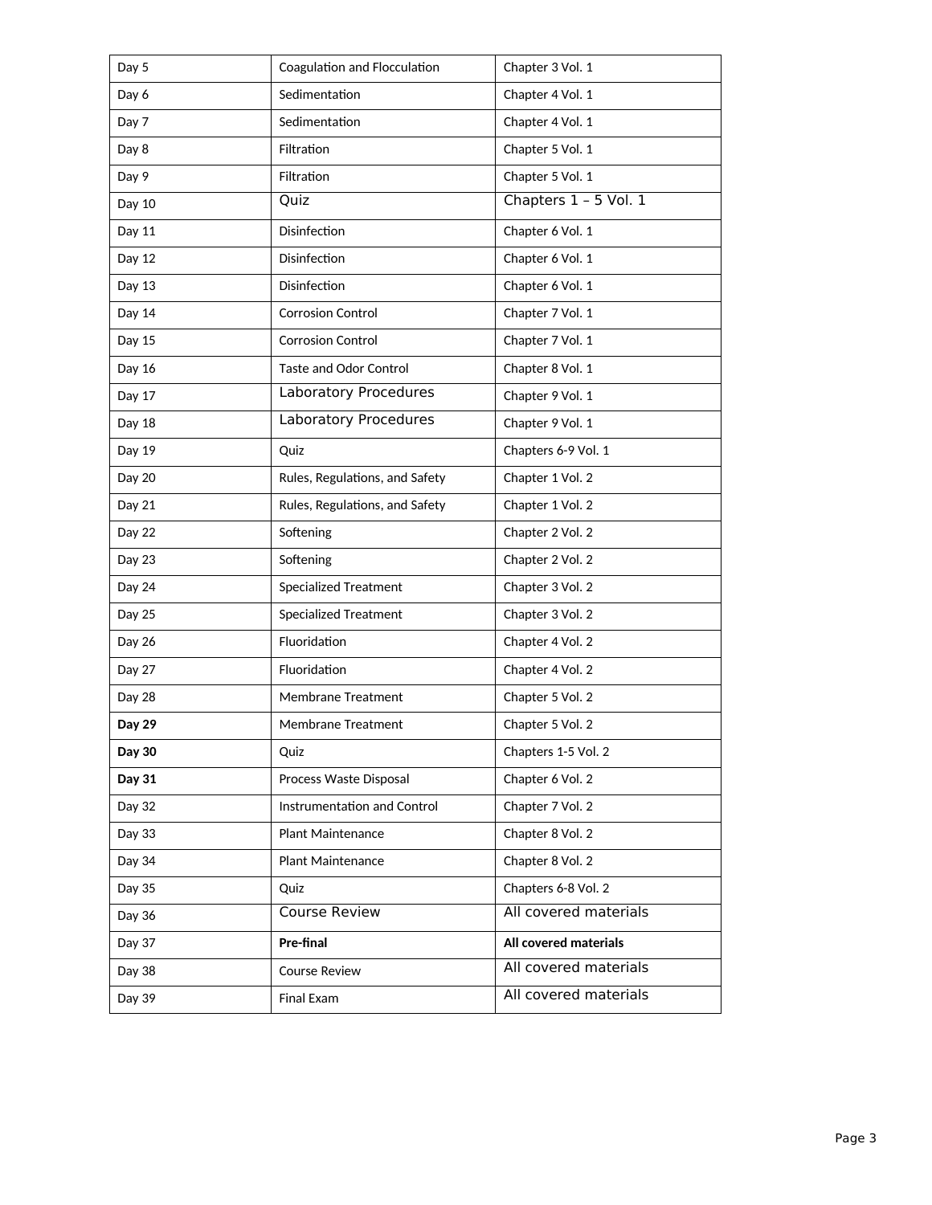| | | |
|---|---|---|
| Day 5 | Coagulation and Flocculation | Chapter 3 Vol. 1 |
| Day 6 | Sedimentation | Chapter 4 Vol. 1 |
| Day 7 | Sedimentation | Chapter 4 Vol. 1 |
| Day 8 | Filtration | Chapter 5 Vol. 1 |
| Day 9 | Filtration | Chapter 5 Vol. 1 |
| Day 10 | Quiz | Chapters 1 – 5 Vol. 1 |
| Day 11 | Disinfection | Chapter 6 Vol. 1 |
| Day 12 | Disinfection | Chapter 6 Vol. 1 |
| Day 13 | Disinfection | Chapter 6 Vol. 1 |
| Day 14 | Corrosion Control | Chapter 7 Vol. 1 |
| Day 15 | Corrosion Control | Chapter 7 Vol. 1 |
| Day 16 | Taste and Odor Control | Chapter 8 Vol. 1 |
| Day 17 | Laboratory Procedures | Chapter 9 Vol. 1 |
| Day 18 | Laboratory Procedures | Chapter 9 Vol. 1 |
| Day 19 | Quiz | Chapters 6-9 Vol. 1 |
| Day 20 | Rules, Regulations, and Safety | Chapter 1 Vol. 2 |
| Day 21 | Rules, Regulations, and Safety | Chapter 1 Vol. 2 |
| Day 22 | Softening | Chapter 2 Vol. 2 |
| Day 23 | Softening | Chapter 2 Vol. 2 |
| Day 24 | Specialized Treatment | Chapter 3 Vol. 2 |
| Day 25 | Specialized Treatment | Chapter 3 Vol. 2 |
| Day 26 | Fluoridation | Chapter 4 Vol. 2 |
| Day 27 | Fluoridation | Chapter 4 Vol. 2 |
| Day 28 | Membrane Treatment | Chapter 5 Vol. 2 |
| **Day 29** | Membrane Treatment | Chapter 5 Vol. 2 |
| **Day 30** | Quiz | Chapters 1-5 Vol. 2 |
| **Day 31** | Process Waste Disposal | Chapter 6 Vol. 2 |
| Day 32 | Instrumentation and Control | Chapter 7 Vol. 2 |
| Day 33 | Plant Maintenance | Chapter 8 Vol. 2 |
| Day 34 | Plant Maintenance | Chapter 8 Vol. 2 |
| Day 35 | Quiz | Chapters 6-8 Vol. 2 |
| Day 36 | Course Review | All covered materials |
| Day 37 | **Pre-final** | **All covered materials** |
| Day 38 | Course Review | All covered materials |
| Day 39 | Final Exam | All covered materials |